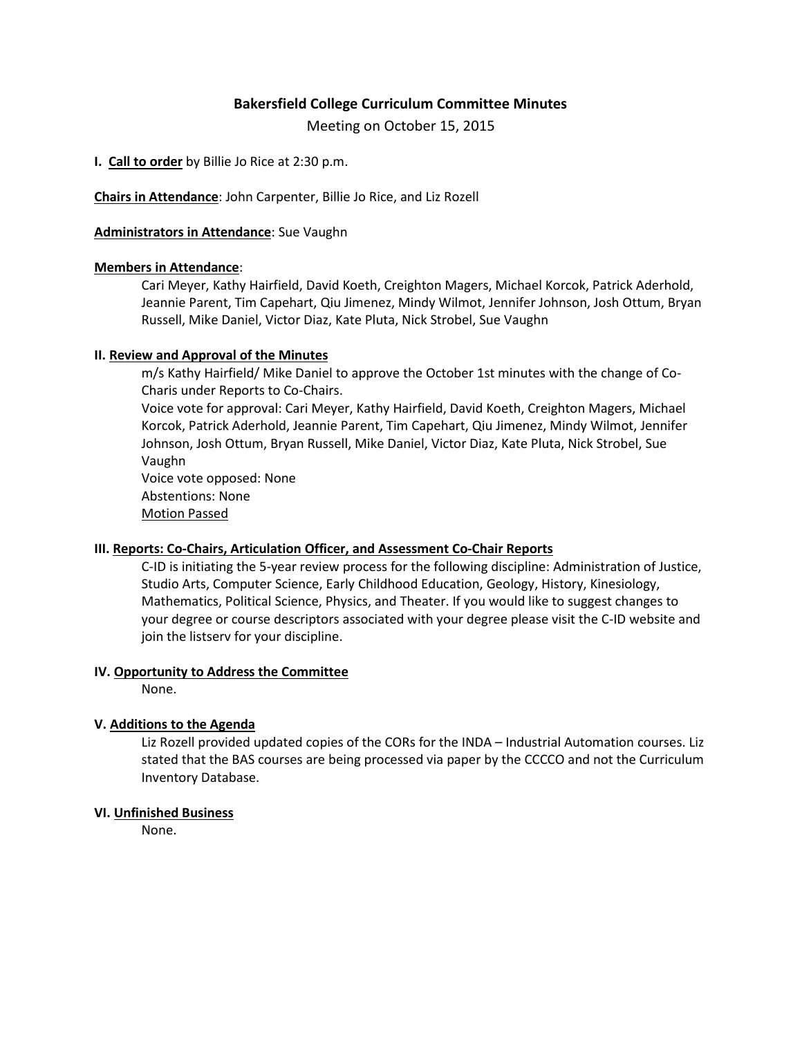# Bakersfield College Curriculum Committee Minutes

Meeting on October 15, 2015

**I. Call to order** by Billie Jo Rice at 2:30 p.m.

**Chairs in Attendance**: John Carpenter, Billie Jo Rice, and Liz Rozell

**Administrators in Attendance**: Sue Vaughn

**Members in Attendance**:

Cari Meyer, Kathy Hairfield, David Koeth, Creighton Magers, Michael Korcok, Patrick Aderhold, Jeannie Parent, Tim Capehart, Qiu Jimenez, Mindy Wilmot, Jennifer Johnson, Josh Ottum, Bryan Russell, Mike Daniel, Victor Diaz, Kate Pluta, Nick Strobel, Sue Vaughn

**II. Review and Approval of the Minutes**

m/s Kathy Hairfield/ Mike Daniel to approve the October 1st minutes with the change of Co-Charis under Reports to Co-Chairs.
Voice vote for approval: Cari Meyer, Kathy Hairfield, David Koeth, Creighton Magers, Michael Korcok, Patrick Aderhold, Jeannie Parent, Tim Capehart, Qiu Jimenez, Mindy Wilmot, Jennifer Johnson, Josh Ottum, Bryan Russell, Mike Daniel, Victor Diaz, Kate Pluta, Nick Strobel, Sue Vaughn
Voice vote opposed: None
Abstentions: None
Motion Passed

**III. Reports: Co-Chairs, Articulation Officer, and Assessment Co-Chair Reports**

C-ID is initiating the 5-year review process for the following discipline: Administration of Justice, Studio Arts, Computer Science, Early Childhood Education, Geology, History, Kinesiology, Mathematics, Political Science, Physics, and Theater. If you would like to suggest changes to your degree or course descriptors associated with your degree please visit the C-ID website and join the listserv for your discipline.

**IV. Opportunity to Address the Committee**

None.

**V. Additions to the Agenda**

Liz Rozell provided updated copies of the CORs for the INDA – Industrial Automation courses. Liz stated that the BAS courses are being processed via paper by the CCCCO and not the Curriculum Inventory Database.

**VI. Unfinished Business**

None.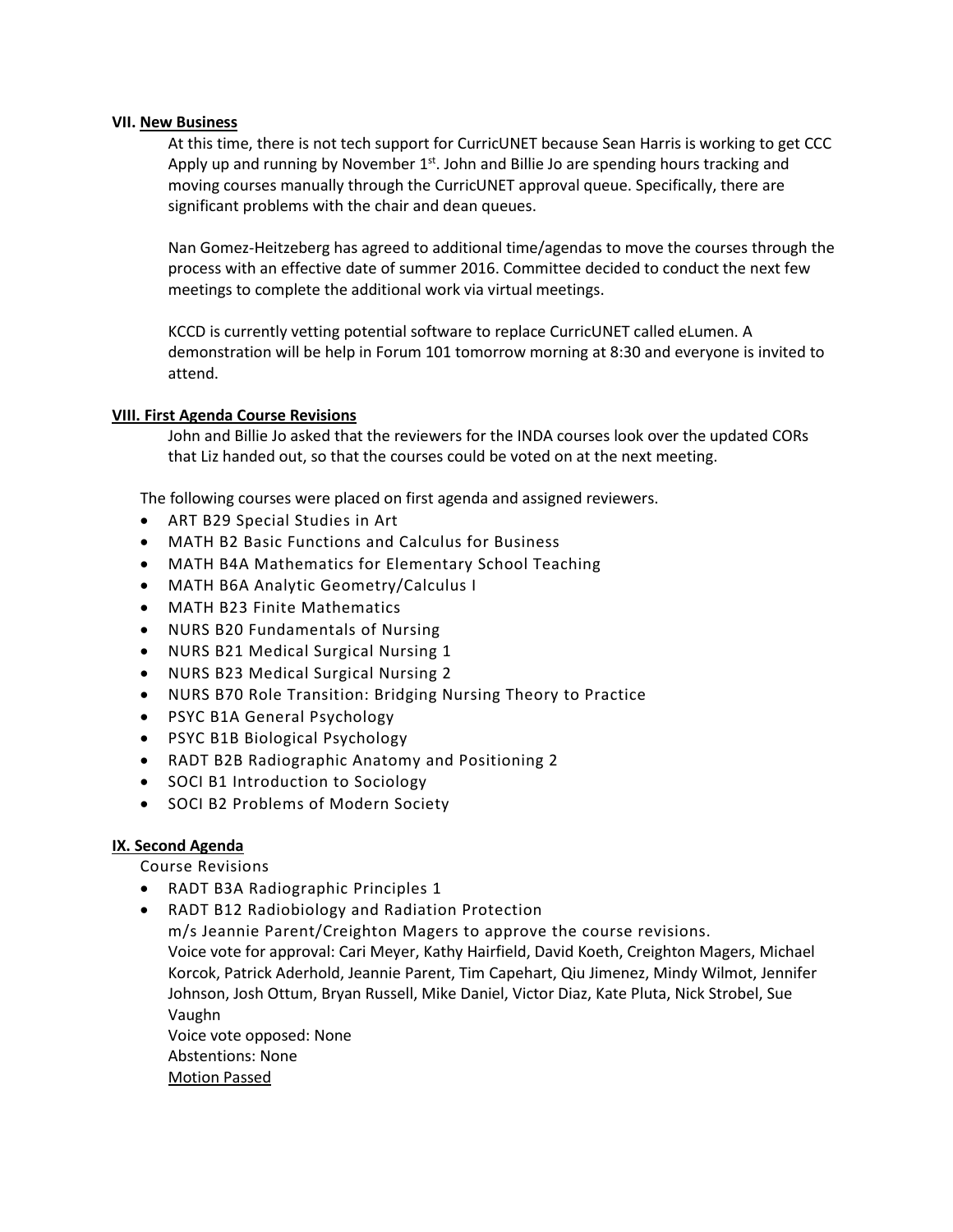**VII. New Business**

At this time, there is not tech support for CurricUNET because Sean Harris is working to get CCC Apply up and running by November 1st. John and Billie Jo are spending hours tracking and moving courses manually through the CurricUNET approval queue. Specifically, there are significant problems with the chair and dean queues.

Nan Gomez-Heitzeberg has agreed to additional time/agendas to move the courses through the process with an effective date of summer 2016. Committee decided to conduct the next few meetings to complete the additional work via virtual meetings.

KCCD is currently vetting potential software to replace CurricUNET called eLumen. A demonstration will be help in Forum 101 tomorrow morning at 8:30 and everyone is invited to attend.

**VIII. First Agenda Course Revisions**

John and Billie Jo asked that the reviewers for the INDA courses look over the updated CORs that Liz handed out, so that the courses could be voted on at the next meeting.

The following courses were placed on first agenda and assigned reviewers.

- ART B29 Special Studies in Art
- MATH B2 Basic Functions and Calculus for Business
- MATH B4A Mathematics for Elementary School Teaching
- MATH B6A Analytic Geometry/Calculus I
- MATH B23 Finite Mathematics
- NURS B20 Fundamentals of Nursing
- NURS B21 Medical Surgical Nursing 1
- NURS B23 Medical Surgical Nursing 2
- NURS B70 Role Transition: Bridging Nursing Theory to Practice
- PSYC B1A General Psychology
- PSYC B1B Biological Psychology
- RADT B2B Radiographic Anatomy and Positioning 2
- SOCI B1 Introduction to Sociology
- SOCI B2 Problems of Modern Society

**IX. Second Agenda**

Course Revisions

- RADT B3A Radiographic Principles 1
- RADT B12 Radiobiology and Radiation Protection

  m/s Jeannie Parent/Creighton Magers to approve the course revisions.
  Voice vote for approval: Cari Meyer, Kathy Hairfield, David Koeth, Creighton Magers, Michael Korcok, Patrick Aderhold, Jeannie Parent, Tim Capehart, Qiu Jimenez, Mindy Wilmot, Jennifer Johnson, Josh Ottum, Bryan Russell, Mike Daniel, Victor Diaz, Kate Pluta, Nick Strobel, Sue Vaughn
  Voice vote opposed: None
  Abstentions: None
  Motion Passed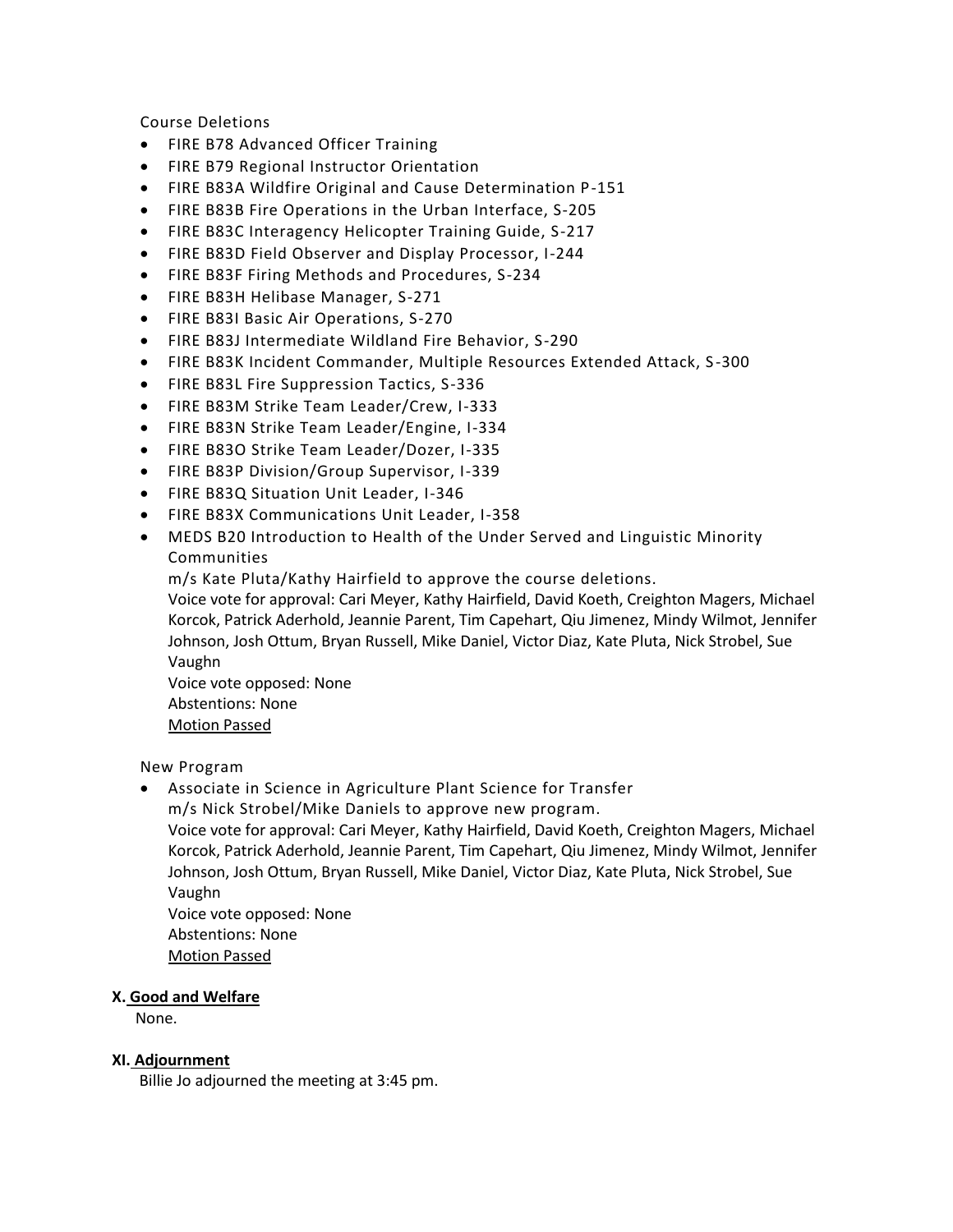Course Deletions

- FIRE B78 Advanced Officer Training
- FIRE B79 Regional Instructor Orientation
- FIRE B83A Wildfire Original and Cause Determination P-151
- FIRE B83B Fire Operations in the Urban Interface, S-205
- FIRE B83C Interagency Helicopter Training Guide, S-217
- FIRE B83D Field Observer and Display Processor, I-244
- FIRE B83F Firing Methods and Procedures, S-234
- FIRE B83H Helibase Manager, S-271
- FIRE B83I Basic Air Operations, S-270
- FIRE B83J Intermediate Wildland Fire Behavior, S-290
- FIRE B83K Incident Commander, Multiple Resources Extended Attack, S-300
- FIRE B83L Fire Suppression Tactics, S-336
- FIRE B83M Strike Team Leader/Crew, I-333
- FIRE B83N Strike Team Leader/Engine, I-334
- FIRE B83O Strike Team Leader/Dozer, I-335
- FIRE B83P Division/Group Supervisor, I-339
- FIRE B83Q Situation Unit Leader, I-346
- FIRE B83X Communications Unit Leader, I-358
- MEDS B20 Introduction to Health of the Under Served and Linguistic Minority Communities

  m/s Kate Pluta/Kathy Hairfield to approve the course deletions.
  Voice vote for approval: Cari Meyer, Kathy Hairfield, David Koeth, Creighton Magers, Michael Korcok, Patrick Aderhold, Jeannie Parent, Tim Capehart, Qiu Jimenez, Mindy Wilmot, Jennifer Johnson, Josh Ottum, Bryan Russell, Mike Daniel, Victor Diaz, Kate Pluta, Nick Strobel, Sue Vaughn
  Voice vote opposed: None
  Abstentions: None
  <u>Motion Passed</u>

New Program

- Associate in Science in Agriculture Plant Science for Transfer

  m/s Nick Strobel/Mike Daniels to approve new program.
  Voice vote for approval: Cari Meyer, Kathy Hairfield, David Koeth, Creighton Magers, Michael Korcok, Patrick Aderhold, Jeannie Parent, Tim Capehart, Qiu Jimenez, Mindy Wilmot, Jennifer Johnson, Josh Ottum, Bryan Russell, Mike Daniel, Victor Diaz, Kate Pluta, Nick Strobel, Sue Vaughn
  Voice vote opposed: None
  Abstentions: None
  <u>Motion Passed</u>

## X. Good and Welfare

None.

## XI. Adjournment

Billie Jo adjourned the meeting at 3:45 pm.